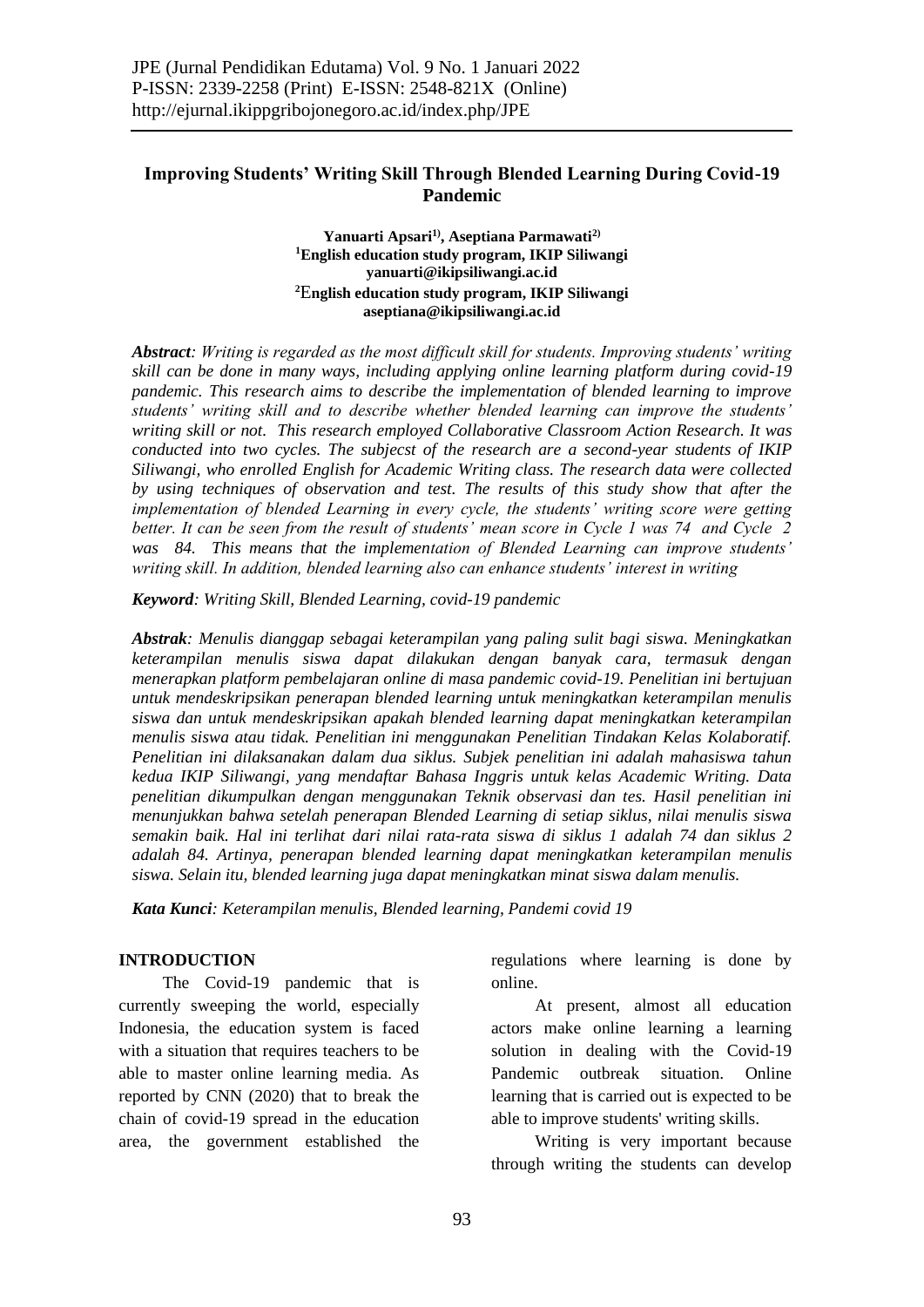# Improving Students' Writing Skill Through Blended Learning During Covid-19 Pandemic

**Yanuarti Apsari[1], Aseptiana Parmawati[2]**
**[1]English education study program, IKIP Siliwangi**
**yanuarti@ikipsiliwangi.ac.id**
**[2]English education study program, IKIP Siliwangi**
**aseptiana@ikipsiliwangi.ac.id**

***Abstract**: Writing is regarded as the most difficult skill for students. Improving students' writing skill can be done in many ways, including applying online learning platform during covid-19 pandemic. This research aims to describe the implementation of blended learning to improve students' writing skill and to describe whether blended learning can improve the students' writing skill or not. This research employed Collaborative Classroom Action Research. It was conducted into two cycles. The subjecst of the research are a second-year students of IKIP Siliwangi, who enrolled English for Academic Writing class. The research data were collected by using techniques of observation and test. The results of this study show that after the implementation of blended Learning in every cycle, the students' writing score were getting better. It can be seen from the result of students' mean score in Cycle 1 was 74 and Cycle 2 was 84. This means that the implementation of Blended Learning can improve students' writing skill. In addition, blended learning also can enhance students' interest in writing*

***Keyword**: Writing Skill, Blended Learning, covid-19 pandemic*

***Abstrak**: Menulis dianggap sebagai keterampilan yang paling sulit bagi siswa. Meningkatkan keterampilan menulis siswa dapat dilakukan dengan banyak cara, termasuk dengan menerapkan platform pembelajaran online di masa pandemic covid-19. Penelitian ini bertujuan untuk mendeskripsikan penerapan blended learning untuk meningkatkan keterampilan menulis siswa dan untuk mendeskripsikan apakah blended learning dapat meningkatkan keterampilan menulis siswa atau tidak. Penelitian ini menggunakan Penelitian Tindakan Kelas Kolaboratif. Penelitian ini dilaksanakan dalam dua siklus. Subjek penelitian ini adalah mahasiswa tahun kedua IKIP Siliwangi, yang mendaftar Bahasa Inggris untuk kelas Academic Writing. Data penelitian dikumpulkan dengan menggunakan Teknik observasi dan tes. Hasil penelitian ini menunjukkan bahwa setelah penerapan Blended Learning di setiap siklus, nilai menulis siswa semakin baik. Hal ini terlihat dari nilai rata-rata siswa di siklus 1 adalah 74 dan siklus 2 adalah 84. Artinya, penerapan blended learning dapat meningkatkan keterampilan menulis siswa. Selain itu, blended learning juga dapat meningkatkan minat siswa dalam menulis.*

***Kata Kunci**: Keterampilan menulis, Blended learning, Pandemi covid 19*

## INTRODUCTION

The Covid-19 pandemic that is currently sweeping the world, especially Indonesia, the education system is faced with a situation that requires teachers to be able to master online learning media. As reported by CNN (2020) that to break the chain of covid-19 spread in the education area, the government established the regulations where learning is done by online.

At present, almost all education actors make online learning a learning solution in dealing with the Covid-19 Pandemic outbreak situation. Online learning that is carried out is expected to be able to improve students' writing skills.

Writing is very important because through writing the students can develop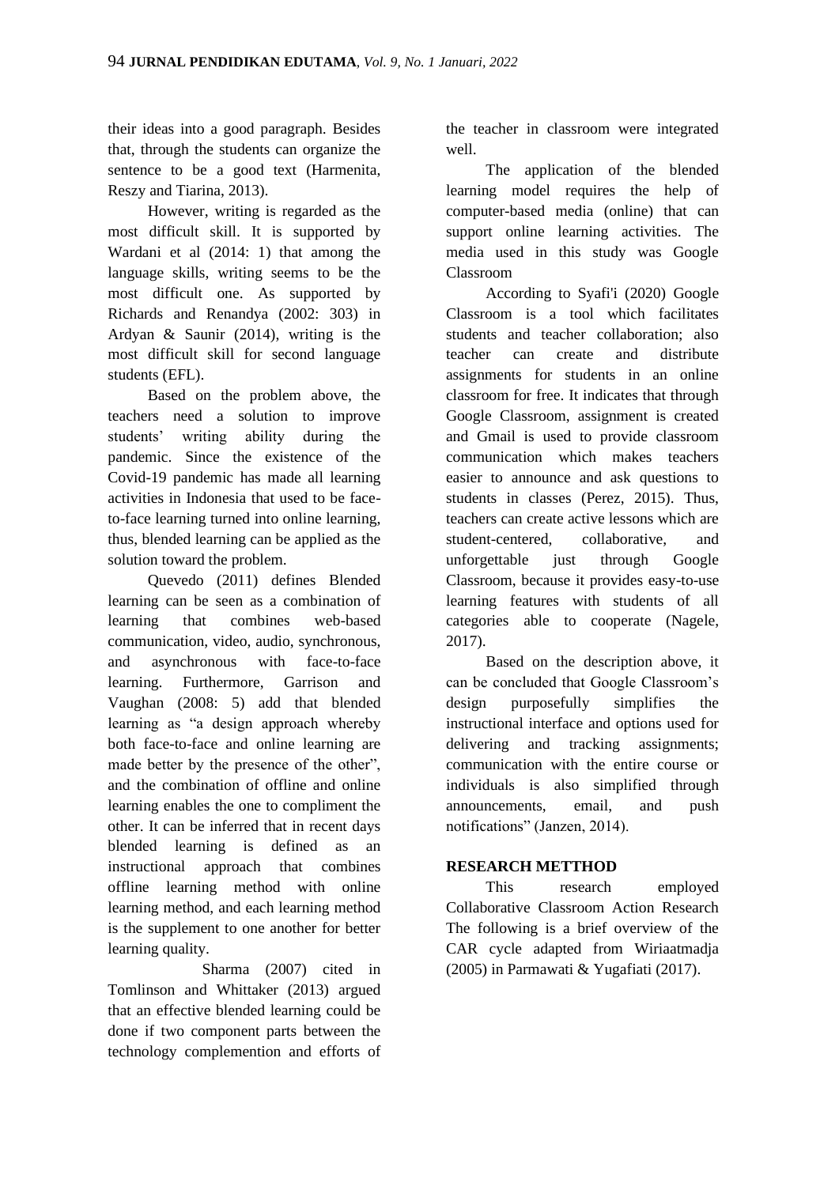their ideas into a good paragraph. Besides that, through the students can organize the sentence to be a good text (Harmenita, Reszy and Tiarina, 2013).

However, writing is regarded as the most difficult skill. It is supported by Wardani et al (2014: 1) that among the language skills, writing seems to be the most difficult one. As supported by Richards and Renandya (2002: 303) in Ardyan & Saunir (2014), writing is the most difficult skill for second language students (EFL).

Based on the problem above, the teachers need a solution to improve students' writing ability during the pandemic. Since the existence of the Covid-19 pandemic has made all learning activities in Indonesia that used to be face-to-face learning turned into online learning, thus, blended learning can be applied as the solution toward the problem.

Quevedo (2011) defines Blended learning can be seen as a combination of learning that combines web-based communication, video, audio, synchronous, and asynchronous with face-to-face learning. Furthermore, Garrison and Vaughan (2008: 5) add that blended learning as "a design approach whereby both face-to-face and online learning are made better by the presence of the other", and the combination of offline and online learning enables the one to compliment the other. It can be inferred that in recent days blended learning is defined as an instructional approach that combines offline learning method with online learning method, and each learning method is the supplement to one another for better learning quality.

Sharma (2007) cited in Tomlinson and Whittaker (2013) argued that an effective blended learning could be done if two component parts between the technology complemention and efforts of the teacher in classroom were integrated well.

The application of the blended learning model requires the help of computer-based media (online) that can support online learning activities. The media used in this study was Google Classroom

According to Syafi'i (2020) Google Classroom is a tool which facilitates students and teacher collaboration; also teacher can create and distribute assignments for students in an online classroom for free. It indicates that through Google Classroom, assignment is created and Gmail is used to provide classroom communication which makes teachers easier to announce and ask questions to students in classes (Perez, 2015). Thus, teachers can create active lessons which are student-centered, collaborative, and unforgettable just through Google Classroom, because it provides easy-to-use learning features with students of all categories able to cooperate (Nagele, 2017).

Based on the description above, it can be concluded that Google Classroom's design purposefully simplifies the instructional interface and options used for delivering and tracking assignments; communication with the entire course or individuals is also simplified through announcements, email, and push notifications" (Janzen, 2014).

## RESEARCH METTHOD

This research employed Collaborative Classroom Action Research The following is a brief overview of the CAR cycle adapted from Wiriaatmadja (2005) in Parmawati & Yugafiati (2017).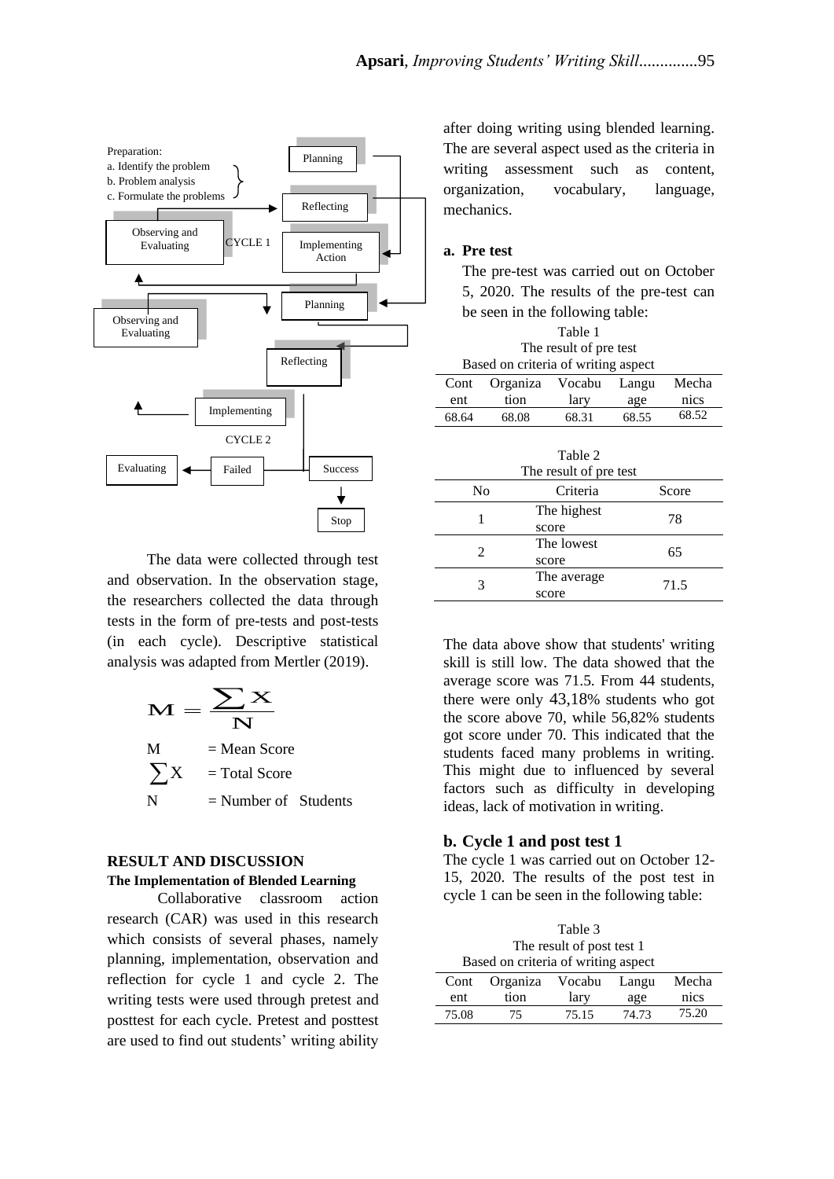Preparation:
a. Identify the problem
b. Problem analysis
c. Formulate the problems

Planning

Reflecting

Observing and Evaluating

CYCLE 1

Implementing Action

Planning

Observing and Evaluating

Reflecting

Implementing

CYCLE 2

Evaluating

Failed

Success

Stop

The data were collected through test and observation. In the observation stage, the researchers collected the data through tests in the form of pre-tests and post-tests (in each cycle). Descriptive statistical analysis was adapted from Mertler (2019).

$$M = \frac{\sum X}{N}$$

M = Mean Score

$\sum X$ = Total Score

N = Number of Students

## RESULT AND DISCUSSION

### The Implementation of Blended Learning

Collaborative classroom action research (CAR) was used in this research which consists of several phases, namely planning, implementation, observation and reflection for cycle 1 and cycle 2. The writing tests were used through pretest and posttest for each cycle. Pretest and posttest are used to find out students' writing ability after doing writing using blended learning. The are several aspect used as the criteria in writing assessment such as content, organization, vocabulary, language, mechanics.

**a. Pre test**

The pre-test was carried out on October 5, 2020. The results of the pre-test can be seen in the following table:

Table 1
The result of pre test
Based on criteria of writing aspect

| Content | Organization | Vocabulary | Language | Mechanics |
|---|---|---|---|---|
| 68.64 | 68.08 | 68.31 | 68.55 | 68.52 |

Table 2
The result of pre test

| No | Criteria | Score |
|---|---|---|
| 1 | The highest score | 78 |
| 2 | The lowest score | 65 |
| 3 | The average score | 71.5 |

The data above show that students' writing skill is still low. The data showed that the average score was 71.5. From 44 students, there were only 43,18% students who got the score above 70, while 56,82% students got score under 70. This indicated that the students faced many problems in writing. This might due to influenced by several factors such as difficulty in developing ideas, lack of motivation in writing.

**b. Cycle 1 and post test 1**

The cycle 1 was carried out on October 12-15, 2020. The results of the post test in cycle 1 can be seen in the following table:

Table 3
The result of post test 1
Based on criteria of writing aspect

| Content | Organization | Vocabulary | Language | Mechanics |
|---|---|---|---|---|
| 75.08 | 75 | 75.15 | 74.73 | 75.20 |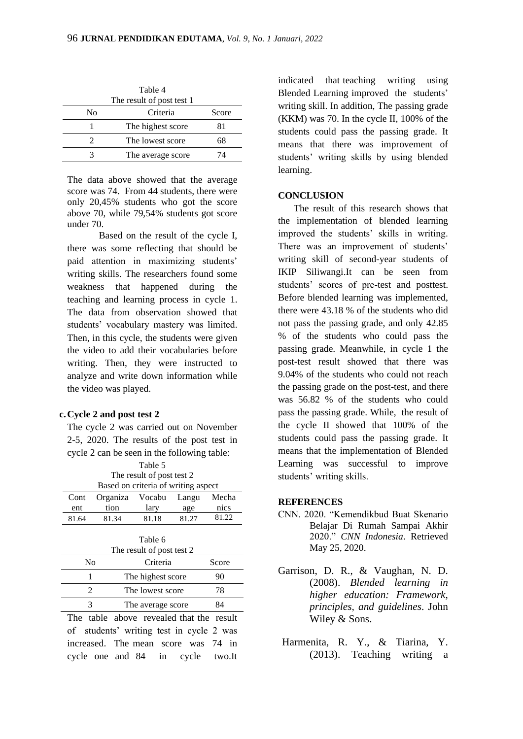Table 4
The result of post test 1

| No | Criteria | Score |
|---|---|---|
| 1 | The highest score | 81 |
| 2 | The lowest score | 68 |
| 3 | The average score | 74 |

The data above showed that the average score was 74. From 44 students, there were only 20,45% students who got the score above 70, while 79,54% students got score under 70.

Based on the result of the cycle I, there was some reflecting that should be paid attention in maximizing students' writing skills. The researchers found some weakness that happened during the teaching and learning process in cycle 1. The data from observation showed that students' vocabulary mastery was limited. Then, in this cycle, the students were given the video to add their vocabularies before writing. Then, they were instructed to analyze and write down information while the video was played.

**c. Cycle 2 and post test 2**

The cycle 2 was carried out on November 2-5, 2020. The results of the post test in cycle 2 can be seen in the following table:

Table 5
The result of post test 2
Based on criteria of writing aspect

| Content | Organization | Vocabulary | Language | Mechanics |
|---|---|---|---|---|
| 81.64 | 81.34 | 81.18 | 81.27 | 81.22 |

Table 6
The result of post test 2

| No | Criteria | Score |
|---|---|---|
| 1 | The highest score | 90 |
| 2 | The lowest score | 78 |
| 3 | The average score | 84 |

The table above revealed that the result of students' writing test in cycle 2 was increased. The mean score was 74 in cycle one and 84 in cycle two.It indicated that teaching writing using Blended Learning improved the students' writing skill. In addition, The passing grade (KKM) was 70. In the cycle II, 100% of the students could pass the passing grade. It means that there was improvement of students' writing skills by using blended learning.

## CONCLUSION

The result of this research shows that the implementation of blended learning improved the students' skills in writing. There was an improvement of students' writing skill of second-year students of IKIP Siliwangi.It can be seen from students' scores of pre-test and posttest. Before blended learning was implemented, there were 43.18 % of the students who did not pass the passing grade, and only 42.85 % of the students who could pass the passing grade. Meanwhile, in cycle 1 the post-test result showed that there was 9.04% of the students who could not reach the passing grade on the post-test, and there was 56.82 % of the students who could pass the passing grade. While, the result of the cycle II showed that 100% of the students could pass the passing grade. It means that the implementation of Blended Learning was successful to improve students' writing skills.

## REFERENCES

CNN. 2020. "Kemendikbud Buat Skenario Belajar Di Rumah Sampai Akhir 2020." *CNN Indonesia*. Retrieved May 25, 2020.

Garrison, D. R., & Vaughan, N. D. (2008). *Blended learning in higher education: Framework, principles, and guidelines*. John Wiley & Sons.

Harmenita, R. Y., & Tiarina, Y. (2013). Teaching writing a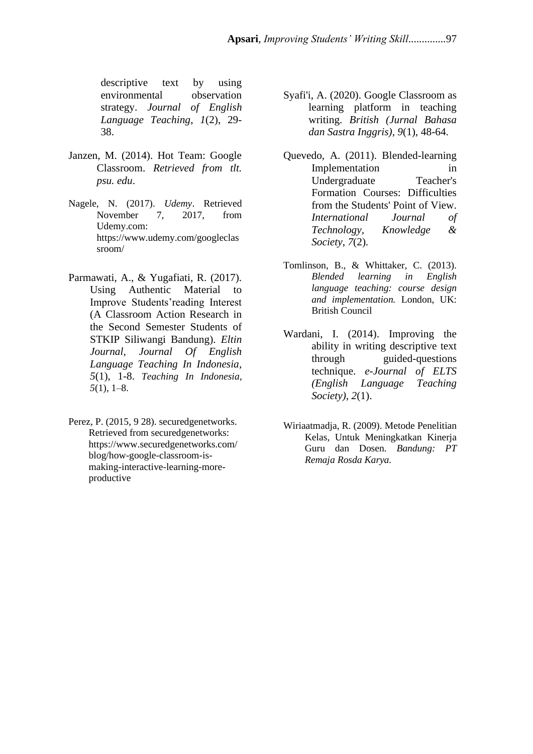descriptive text by using environmental observation strategy. *Journal of English Language Teaching*, *1*(2), 29-38.

Janzen, M. (2014). Hot Team: Google Classroom. *Retrieved from tlt. psu. edu*.

Nagele, N. (2017). *Udemy*. Retrieved November 7, 2017, from Udemy.com: https://www.udemy.com/googleclassroom/

Parmawati, A., & Yugafiati, R. (2017). Using Authentic Material to Improve Students'reading Interest (A Classroom Action Research in the Second Semester Students of STKIP Siliwangi Bandung). *Eltin Journal, Journal Of English Language Teaching In Indonesia*, *5*(1), 1-8. *Teaching In Indonesia*, *5*(1), 1–8.

Perez, P. (2015, 9 28). securedgenetworks. Retrieved from securedgenetworks: https://www.securedgenetworks.com/blog/how-google-classroom-is-making-interactive-learning-more-productive

Syafi'i, A. (2020). Google Classroom as learning platform in teaching writing. *British (Jurnal Bahasa dan Sastra Inggris)*, *9*(1), 48-64.

Quevedo, A. (2011). Blended-learning Implementation in Undergraduate Teacher's Formation Courses: Difficulties from the Students' Point of View. *International Journal of Technology, Knowledge & Society*, *7*(2).

Tomlinson, B., & Whittaker, C. (2013). *Blended learning in English language teaching: course design and implementation.* London, UK: British Council

Wardani, I. (2014). Improving the ability in writing descriptive text through guided-questions technique. *e-Journal of ELTS (English Language Teaching Society)*, *2*(1).

Wiriaatmadja, R. (2009). Metode Penelitian Kelas, Untuk Meningkatkan Kinerja Guru dan Dosen. *Bandung: PT Remaja Rosda Karya.*